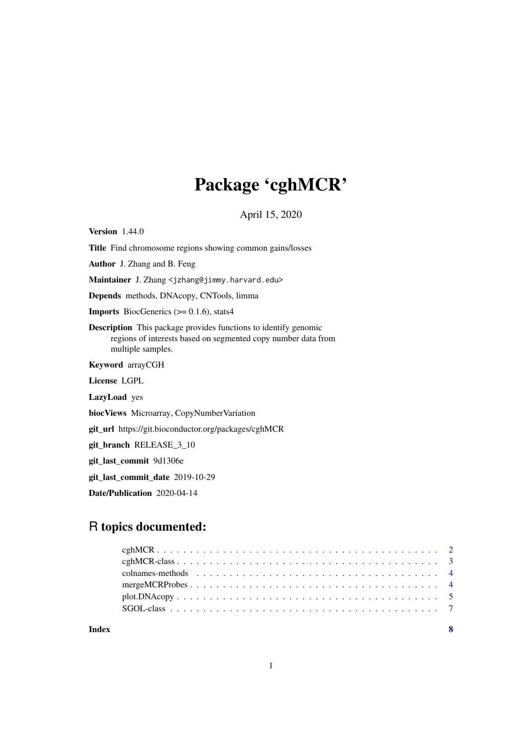# Package 'cghMCR'

April 15, 2020

**Version** 1.44.0

**Title** Find chromosome regions showing common gains/losses

**Author** J. Zhang and B. Feng

**Maintainer** J. Zhang <jzhang@jimmy.harvard.edu>

**Depends** methods, DNAcopy, CNTools, limma

**Imports** BiocGenerics (>= 0.1.6), stats4

**Description** This package provides functions to identify genomic regions of interests based on segmented copy number data from multiple samples.

**Keyword** arrayCGH

**License** LGPL

**LazyLoad** yes

**biocViews** Microarray, CopyNumberVariation

**git_url** https://git.bioconductor.org/packages/cghMCR

**git_branch** RELEASE_3_10

**git_last_commit** 9d1306e

**git_last_commit_date** 2019-10-29

**Date/Publication** 2020-04-14

## R topics documented:

- cghMCR . . . . . . . . . . . . . . . . . . . . . . . . . . . . . . . . . . . . . . . . . . 2
- cghMCR-class . . . . . . . . . . . . . . . . . . . . . . . . . . . . . . . . . . . . . . 3
- colnames-methods . . . . . . . . . . . . . . . . . . . . . . . . . . . . . . . . . . . . 4
- mergeMCRProbes . . . . . . . . . . . . . . . . . . . . . . . . . . . . . . . . . . . . 4
- plot.DNAcopy . . . . . . . . . . . . . . . . . . . . . . . . . . . . . . . . . . . . . . 5
- SGOL-class . . . . . . . . . . . . . . . . . . . . . . . . . . . . . . . . . . . . . . . 7

**Index** **8**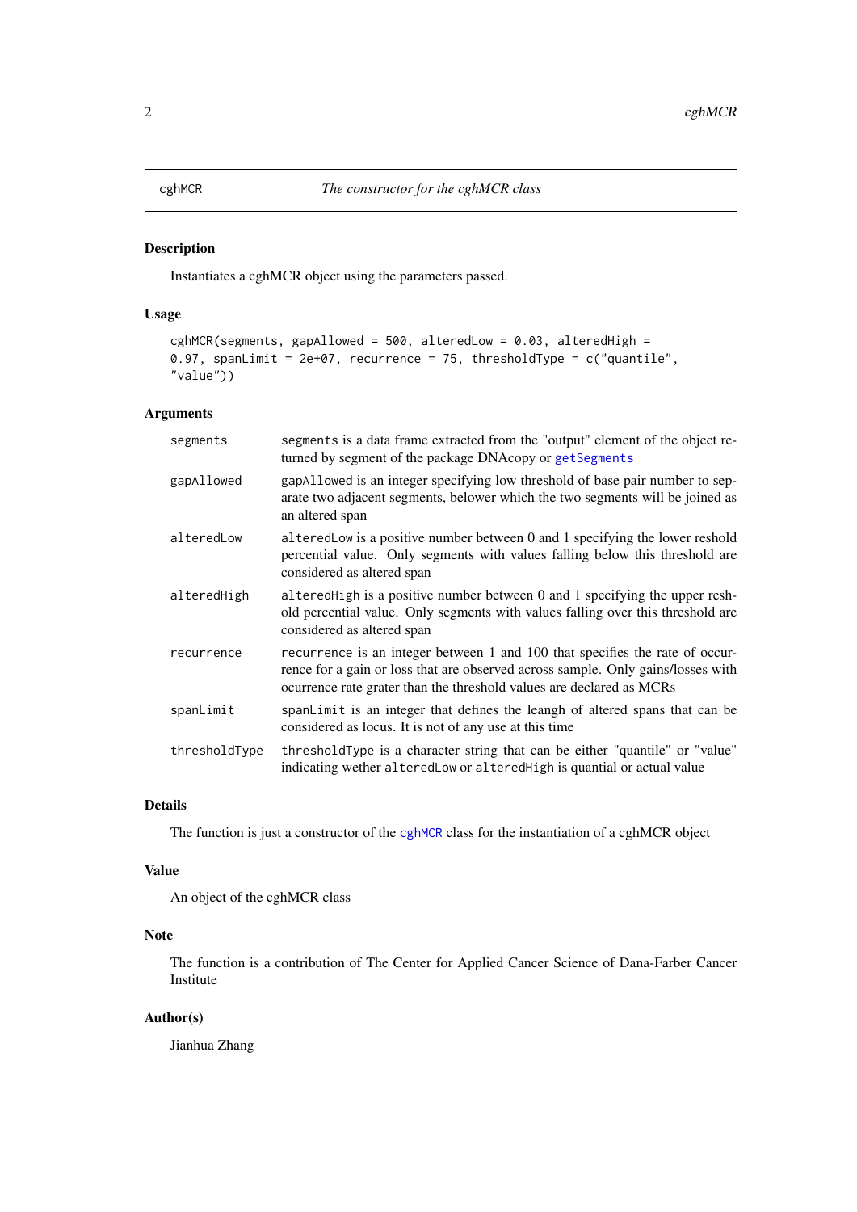cghMCR *The constructor for the cghMCR class*

## Description

Instantiates a cghMCR object using the parameters passed.

## Usage

```
cghMCR(segments, gapAllowed = 500, alteredLow = 0.03, alteredHigh =
0.97, spanLimit = 2e+07, recurrence = 75, thresholdType = c("quantile",
"value"))
```

## Arguments

| | |
|---|---|
| segments | `segments` is a data frame extracted from the "output" element of the object returned by segment of the package DNAcopy or `getSegments` |
| gapAllowed | `gapAllowed` is an integer specifying low threshold of base pair number to separate two adjacent segments, belower which the two segments will be joined as an altered span |
| alteredLow | `alteredLow` is a positive number between 0 and 1 specifying the lower reshold percential value. Only segments with values falling below this threshold are considered as altered span |
| alteredHigh | `alteredHigh` is a positive number between 0 and 1 specifying the upper reshold percential value. Only segments with values falling over this threshold are considered as altered span |
| recurrence | `recurrence` is an integer between 1 and 100 that specifies the rate of occurrence for a gain or loss that are observed across sample. Only gains/losses with ocurrence rate grater than the threshold values are declared as MCRs |
| spanLimit | `spanLimit` is an integer that defines the leangh of altered spans that can be considered as locus. It is not of any use at this time |
| thresholdType | `thresholdType` is a character string that can be either "quantile" or "value" indicating wether `alteredLow` or `alteredHigh` is quantial or actual value |

## Details

The function is just a constructor of the `cghMCR` class for the instantiation of a cghMCR object

## Value

An object of the cghMCR class

## Note

The function is a contribution of The Center for Applied Cancer Science of Dana-Farber Cancer Institute

## Author(s)

Jianhua Zhang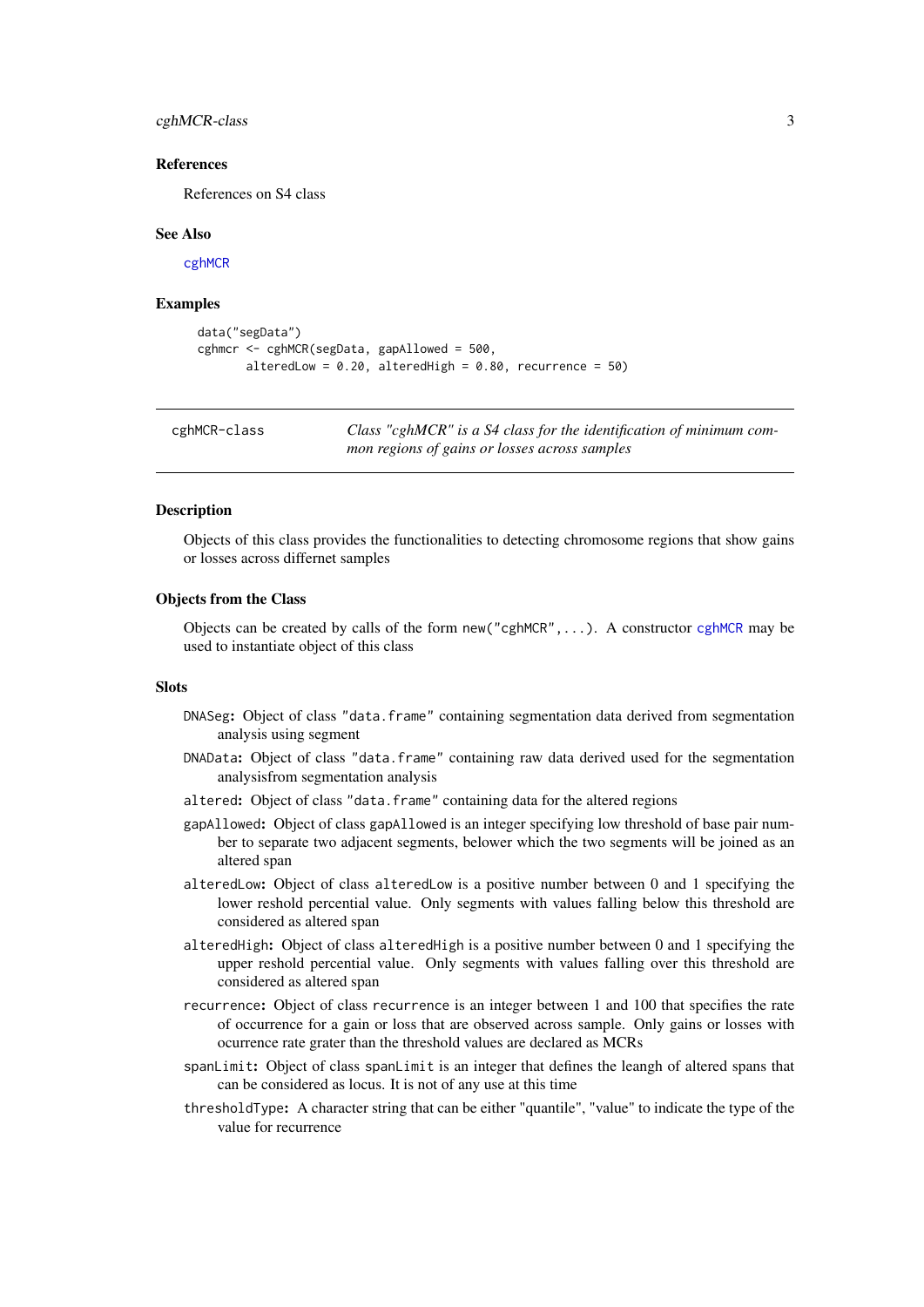### References

References on S4 class

### See Also

cghMCR

### Examples

```
data("segData")
cghmcr <- cghMCR(segData, gapAllowed = 500,
       alteredLow = 0.20, alteredHigh = 0.80, recurrence = 50)
```

---

cghMCR-class — *Class "cghMCR" is a S4 class for the identification of minimum common regions of gains or losses across samples*

---

### Description

Objects of this class provides the functionalities to detecting chromosome regions that show gains or losses across differnet samples

### Objects from the Class

Objects can be created by calls of the form `new("cghMCR",...)`. A constructor `cghMCR` may be used to instantiate object of this class

### Slots

- `DNASeg`: Object of class `"data.frame"` containing segmentation data derived from segmentation analysis using segment
- `DNAData`: Object of class `"data.frame"` containing raw data derived used for the segmentation analysisfrom segmentation analysis
- `altered`: Object of class `"data.frame"` containing data for the altered regions
- `gapAllowed`: Object of class `gapAllowed` is an integer specifying low threshold of base pair number to separate two adjacent segments, belower which the two segments will be joined as an altered span
- `alteredLow`: Object of class `alteredLow` is a positive number between 0 and 1 specifying the lower reshold percential value. Only segments with values falling below this threshold are considered as altered span
- `alteredHigh`: Object of class `alteredHigh` is a positive number between 0 and 1 specifying the upper reshold percential value. Only segments with values falling over this threshold are considered as altered span
- `recurrence`: Object of class `recurrence` is an integer between 1 and 100 that specifies the rate of occurrence for a gain or loss that are observed across sample. Only gains or losses with ocurrence rate grater than the threshold values are declared as MCRs
- `spanLimit`: Object of class `spanLimit` is an integer that defines the leangh of altered spans that can be considered as locus. It is not of any use at this time
- `thresholdType`: A character string that can be either "quantile", "value" to indicate the type of the value for recurrence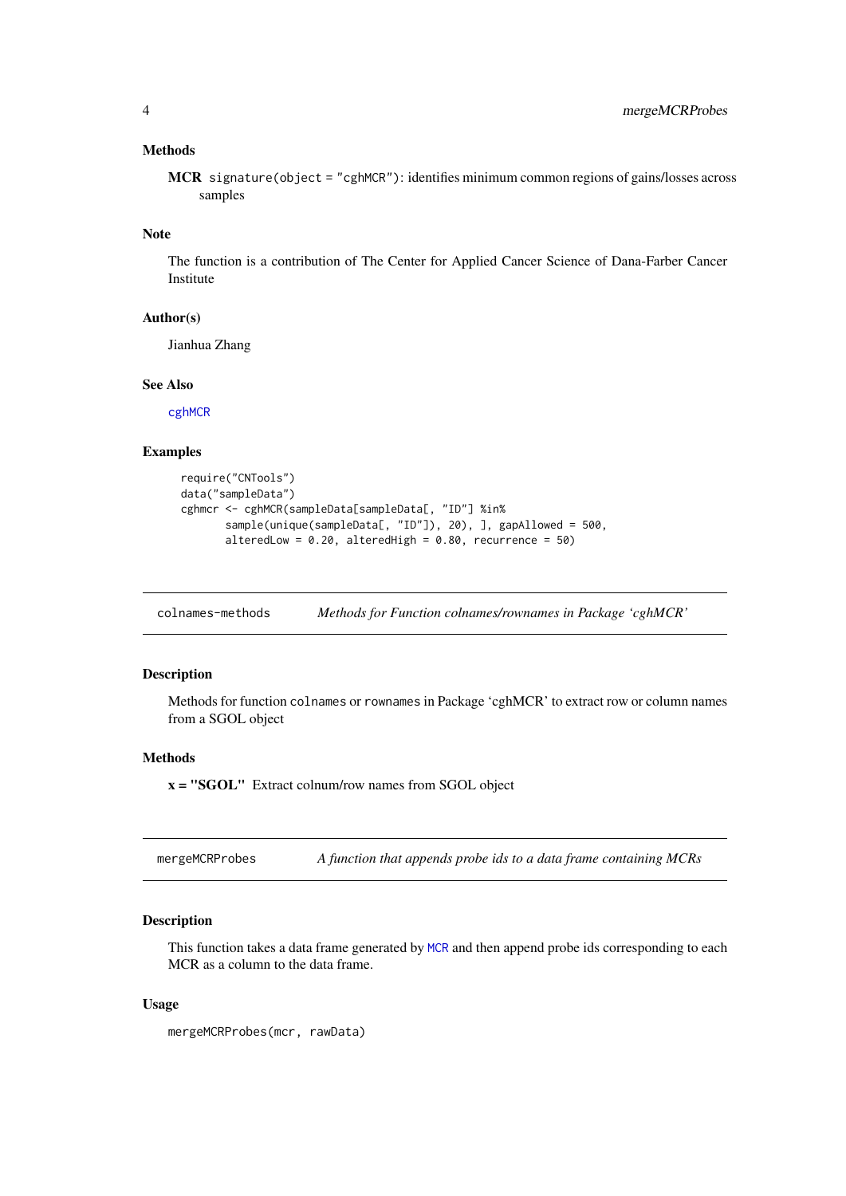### Methods

**MCR** `signature(object = "cghMCR")`: identifies minimum common regions of gains/losses across samples

### Note

The function is a contribution of The Center for Applied Cancer Science of Dana-Farber Cancer Institute

### Author(s)

Jianhua Zhang

### See Also

`cghMCR`

### Examples

```
require("CNTools")
data("sampleData")
cghmcr <- cghMCR(sampleData[sampleData[, "ID"] %in%
       sample(unique(sampleData[, "ID"]), 20), ], gapAllowed = 500,
       alteredLow = 0.20, alteredHigh = 0.80, recurrence = 50)
```

---

## `colnames-methods` *Methods for Function colnames/rownames in Package 'cghMCR'*

### Description

Methods for function `colnames` or `rownames` in Package 'cghMCR' to extract row or column names from a SGOL object

### Methods

**x = "SGOL"** Extract colnum/row names from SGOL object

---

## `mergeMCRProbes` *A function that appends probe ids to a data frame containing MCRs*

### Description

This function takes a data frame generated by `MCR` and then append probe ids corresponding to each MCR as a column to the data frame.

### Usage

```
mergeMCRProbes(mcr, rawData)
```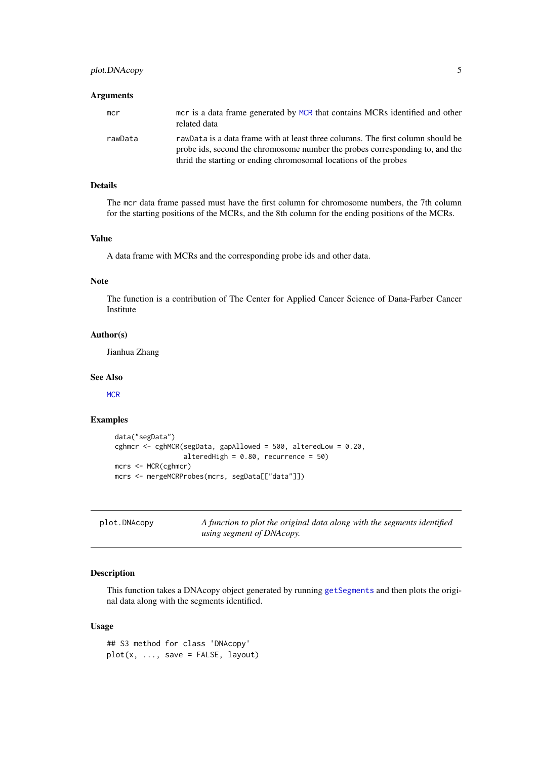### Arguments

| | |
|---|---|
| `mcr` | `mcr` is a data frame generated by `MCR` that contains MCRs identified and other related data |
| `rawData` | `rawData` is a data frame with at least three columns. The first column should be probe ids, second the chromosome number the probes corresponding to, and the thrid the starting or ending chromosomal locations of the probes |

### Details

The `mcr` data frame passed must have the first column for chromosome numbers, the 7th column for the starting positions of the MCRs, and the 8th column for the ending positions of the MCRs.

### Value

A data frame with MCRs and the corresponding probe ids and other data.

### Note

The function is a contribution of The Center for Applied Cancer Science of Dana-Farber Cancer Institute

### Author(s)

Jianhua Zhang

### See Also

`MCR`

### Examples

```
data("segData")
cghmcr <- cghMCR(segData, gapAllowed = 500, alteredLow = 0.20,
                 alteredHigh = 0.80, recurrence = 50)
mcrs <- MCR(cghmcr)
mcrs <- mergeMCRProbes(mcrs, segData[["data"]])
```

---

## plot.DNAcopy — *A function to plot the original data along with the segments identified using segment of DNAcopy.*

---

### Description

This function takes a DNAcopy object generated by running `getSegments` and then plots the original data along with the segments identified.

### Usage

```
## S3 method for class 'DNAcopy'
plot(x, ..., save = FALSE, layout)
```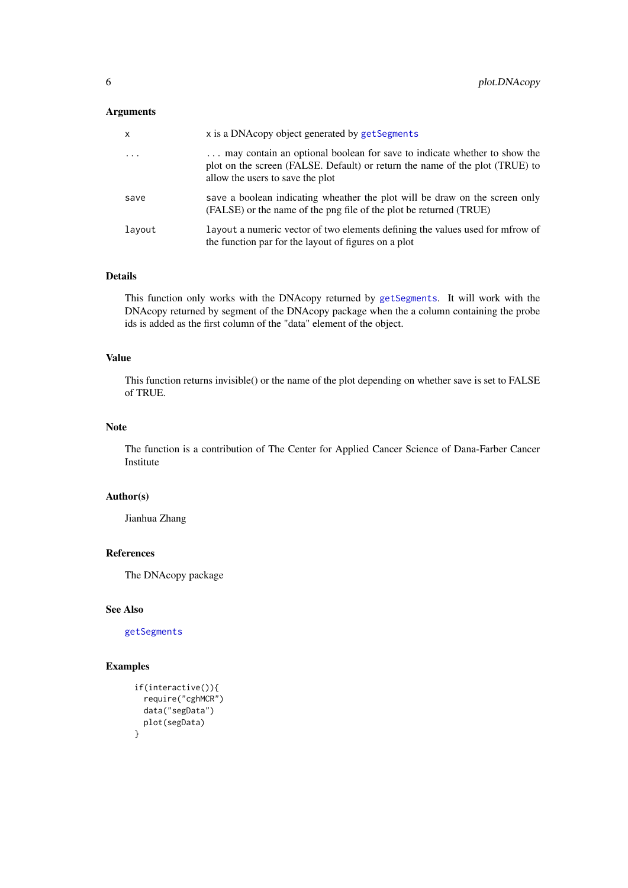### Arguments

| | |
|---|---|
| x | x is a DNAcopy object generated by getSegments |
| ... | ... may contain an optional boolean for save to indicate whether to show the plot on the screen (FALSE. Default) or return the name of the plot (TRUE) to allow the users to save the plot |
| save | save a boolean indicating wheather the plot will be draw on the screen only (FALSE) or the name of the png file of the plot be returned (TRUE) |
| layout | layout a numeric vector of two elements defining the values used for mfrow of the function par for the layout of figures on a plot |

### Details

This function only works with the DNAcopy returned by getSegments. It will work with the DNAcopy returned by segment of the DNAcopy package when the a column containing the probe ids is added as the first column of the "data" element of the object.

### Value

This function returns invisible() or the name of the plot depending on whether save is set to FALSE of TRUE.

### Note

The function is a contribution of The Center for Applied Cancer Science of Dana-Farber Cancer Institute

### Author(s)

Jianhua Zhang

### References

The DNAcopy package

### See Also

getSegments

### Examples

```
if(interactive()){
  require("cghMCR")
  data("segData")
  plot(segData)
}
```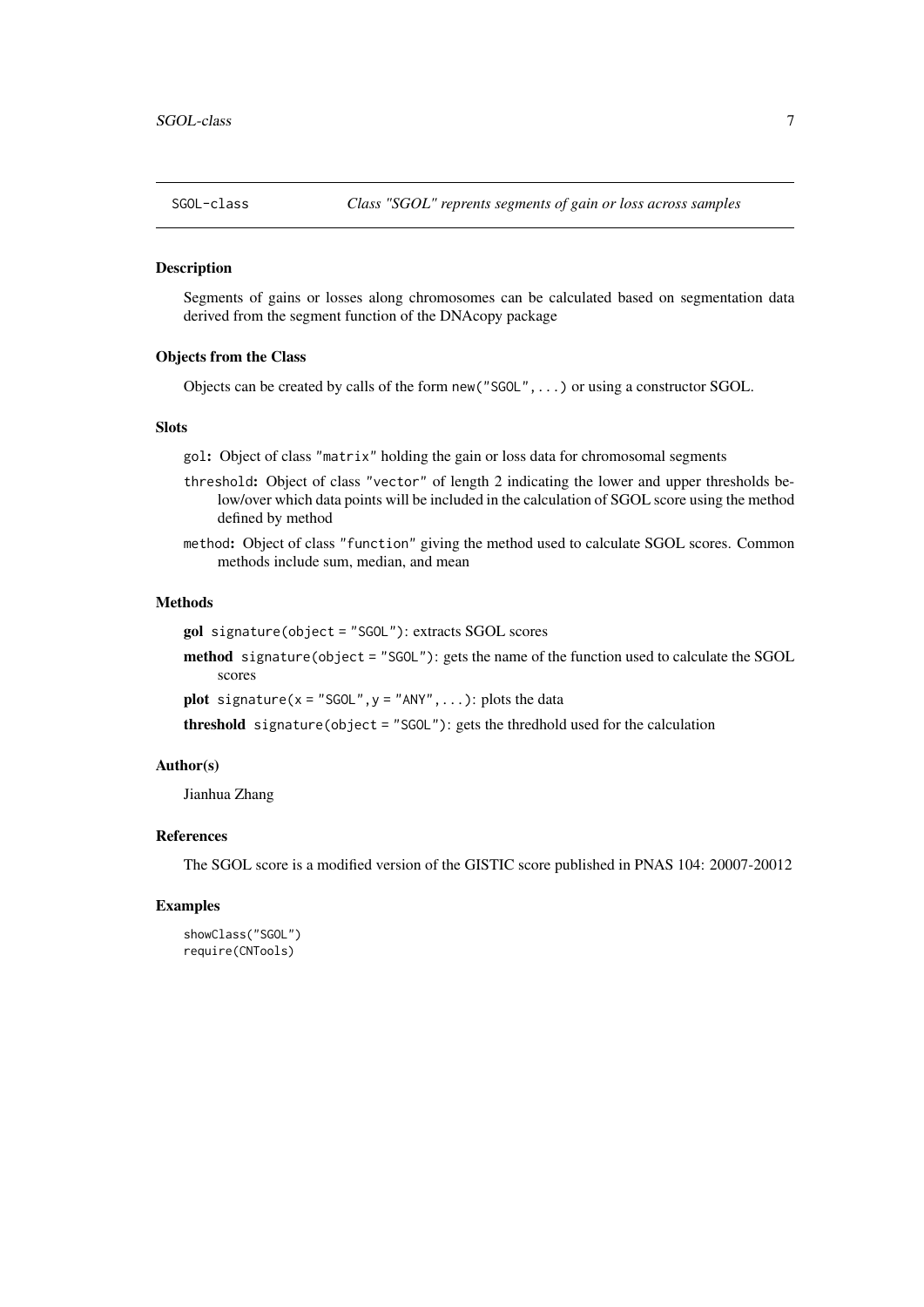SGOL-class    *Class "SGOL" reprents segments of gain or loss across samples*

### Description

Segments of gains or losses along chromosomes can be calculated based on segmentation data derived from the segment function of the DNAcopy package

### Objects from the Class

Objects can be created by calls of the form `new("SGOL",...)` or using a constructor SGOL.

### Slots

- `gol`: Object of class `"matrix"` holding the gain or loss data for chromosomal segments
- `threshold`: Object of class `"vector"` of length 2 indicating the lower and upper thresholds below/over which data points will be included in the calculation of SGOL score using the method defined by method
- `method`: Object of class `"function"` giving the method used to calculate SGOL scores. Common methods include sum, median, and mean

### Methods

- **gol** `signature(object = "SGOL")`: extracts SGOL scores
- **method** `signature(object = "SGOL")`: gets the name of the function used to calculate the SGOL scores
- **plot** `signature(x = "SGOL",y = "ANY",...)`: plots the data
- **threshold** `signature(object = "SGOL")`: gets the thredhold used for the calculation

### Author(s)

Jianhua Zhang

### References

The SGOL score is a modified version of the GISTIC score published in PNAS 104: 20007-20012

### Examples

```
showClass("SGOL")
require(CNTools)
```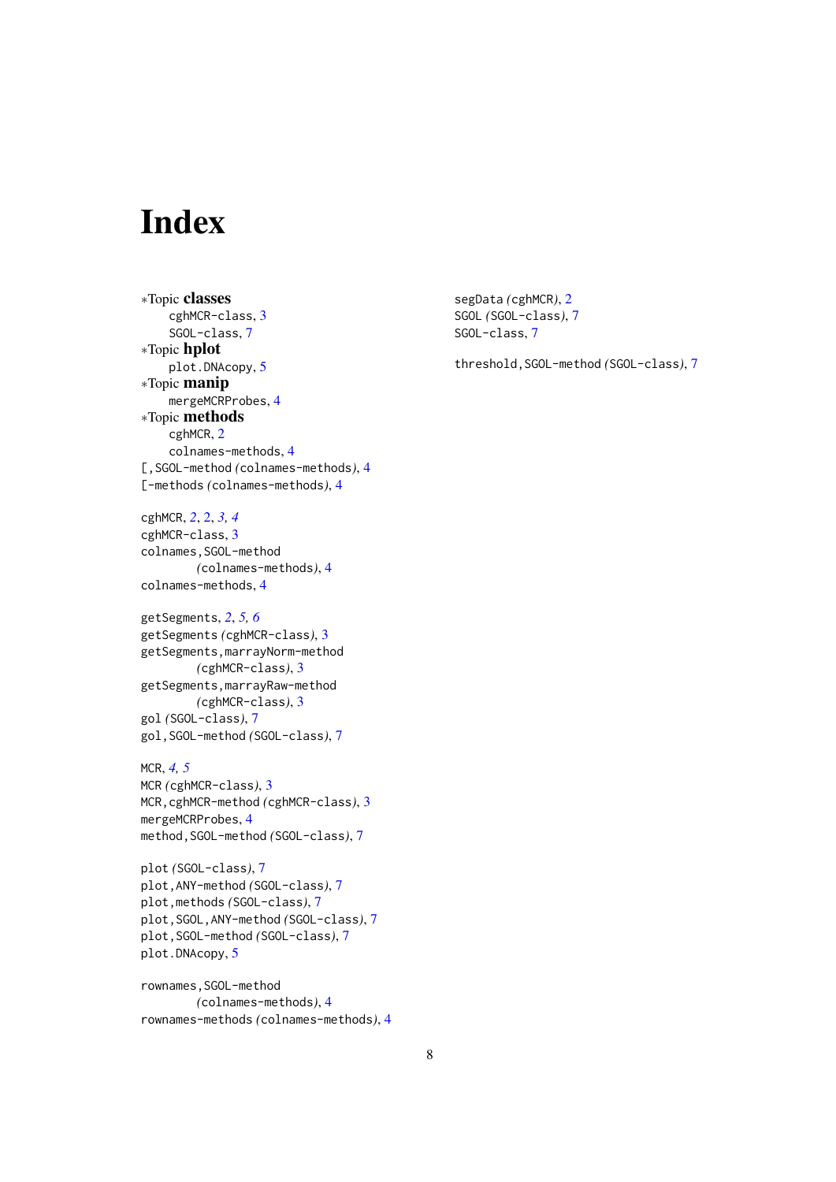# Index

*Topic **classes**
  cghMCR-class, 3
  SGOL-class, 7
*Topic **hplot**
  plot.DNAcopy, 5
*Topic **manip**
  mergeMCRProbes, 4
*Topic **methods**
  cghMCR, 2
  colnames-methods, 4
[,SGOL-method *(colnames-methods)*, 4
[-methods *(colnames-methods)*, 4

cghMCR, *2*, 2, *3, 4*
cghMCR-class, 3
colnames,SGOL-method
    *(colnames-methods)*, 4
colnames-methods, 4

getSegments, *2*, *5, 6*
getSegments *(cghMCR-class)*, 3
getSegments,marrayNorm-method
    *(cghMCR-class)*, 3
getSegments,marrayRaw-method
    *(cghMCR-class)*, 3
gol *(SGOL-class)*, 7
gol,SGOL-method *(SGOL-class)*, 7

MCR, *4, 5*
MCR *(cghMCR-class)*, 3
MCR,cghMCR-method *(cghMCR-class)*, 3
mergeMCRProbes, 4
method,SGOL-method *(SGOL-class)*, 7

plot *(SGOL-class)*, 7
plot,ANY-method *(SGOL-class)*, 7
plot,methods *(SGOL-class)*, 7
plot,SGOL,ANY-method *(SGOL-class)*, 7
plot,SGOL-method *(SGOL-class)*, 7
plot.DNAcopy, 5

rownames,SGOL-method
    *(colnames-methods)*, 4
rownames-methods *(colnames-methods)*, 4

segData *(cghMCR)*, 2
SGOL *(SGOL-class)*, 7
SGOL-class, 7

threshold,SGOL-method *(SGOL-class)*, 7